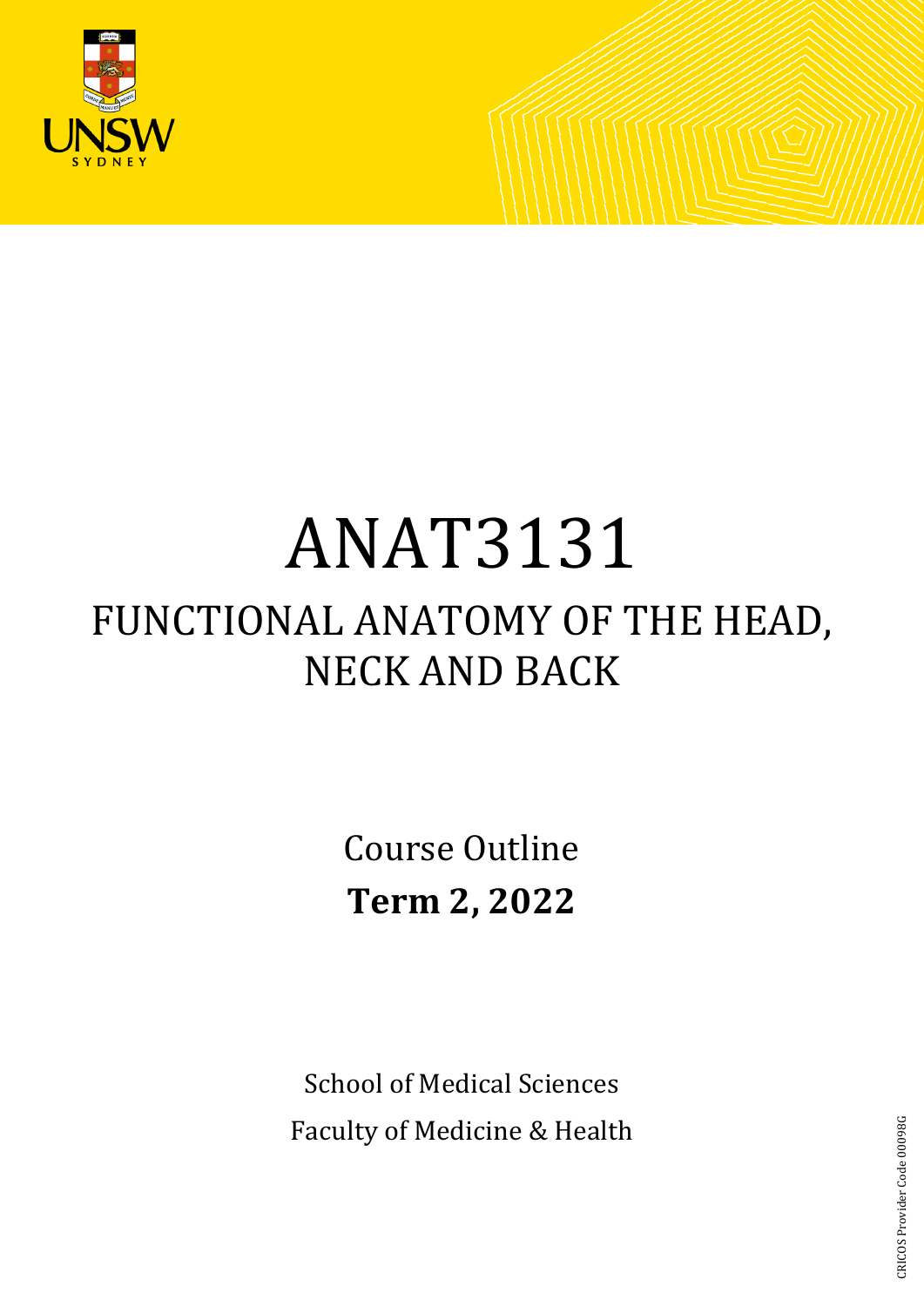# ANAT3131

## FUNCTIONAL ANATOMY OF THE HEAD, NECK AND BACK

Course Outline

**Term 2, 2022**

School of Medical Sciences

Faculty of Medicine & Health

CRICOS Provider Code 00098G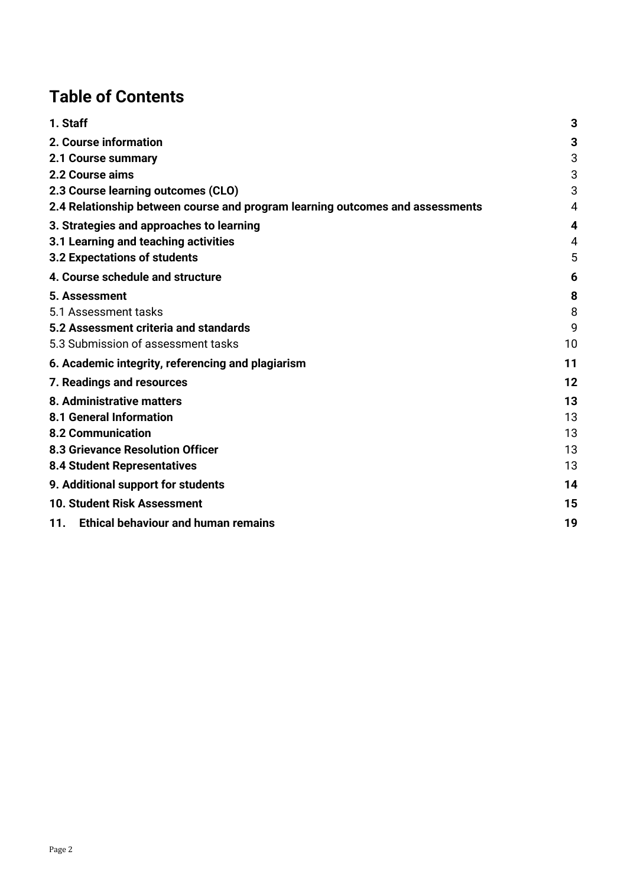# Table of Contents

| | |
|---|---|
| **1. Staff** | **3** |
| **2. Course information** | **3** |
| **2.1 Course summary** | 3 |
| **2.2 Course aims** | 3 |
| **2.3 Course learning outcomes (CLO)** | 3 |
| **2.4 Relationship between course and program learning outcomes and assessments** | 4 |
| **3. Strategies and approaches to learning** | **4** |
| **3.1 Learning and teaching activities** | 4 |
| **3.2 Expectations of students** | 5 |
| **4. Course schedule and structure** | **6** |
| **5. Assessment** | **8** |
| 5.1 Assessment tasks | 8 |
| **5.2 Assessment criteria and standards** | 9 |
| 5.3 Submission of assessment tasks | 10 |
| **6. Academic integrity, referencing and plagiarism** | **11** |
| **7. Readings and resources** | **12** |
| **8. Administrative matters** | **13** |
| **8.1 General Information** | 13 |
| **8.2 Communication** | 13 |
| **8.3 Grievance Resolution Officer** | 13 |
| **8.4 Student Representatives** | 13 |
| **9. Additional support for students** | **14** |
| **10. Student Risk Assessment** | **15** |
| **11. Ethical behaviour and human remains** | **19** |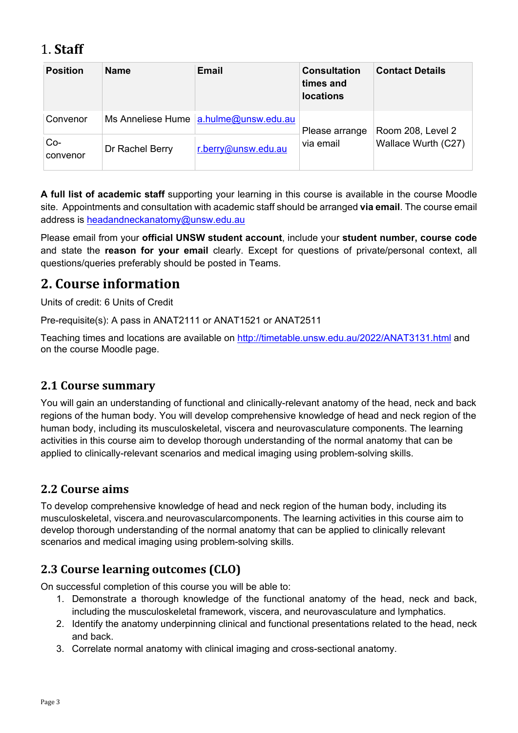# 1. Staff

| Position | Name | Email | Consultation times and locations | Contact Details |
|---|---|---|---|---|
| Convenor | Ms Anneliese Hume | a.hulme@unsw.edu.au | Please arrange via email | Room 208, Level 2 Wallace Wurth (C27) |
| Co-convenor | Dr Rachel Berry | r.berry@unsw.edu.au | | |

**A full list of academic staff** supporting your learning in this course is available in the course Moodle site. Appointments and consultation with academic staff should be arranged **via email**. The course email address is headandneckanatomy@unsw.edu.au

Please email from your **official UNSW student account**, include your **student number, course code** and state the **reason for your email** clearly. Except for questions of private/personal context, all questions/queries preferably should be posted in Teams.

# 2. Course information

Units of credit: 6 Units of Credit

Pre-requisite(s): A pass in ANAT2111 or ANAT1521 or ANAT2511

Teaching times and locations are available on http://timetable.unsw.edu.au/2022/ANAT3131.html and on the course Moodle page.

## 2.1 Course summary

You will gain an understanding of functional and clinically-relevant anatomy of the head, neck and back regions of the human body. You will develop comprehensive knowledge of head and neck region of the human body, including its musculoskeletal, viscera and neurovasculature components. The learning activities in this course aim to develop thorough understanding of the normal anatomy that can be applied to clinically-relevant scenarios and medical imaging using problem-solving skills.

## 2.2 Course aims

To develop comprehensive knowledge of head and neck region of the human body, including its musculoskeletal, viscera.and neurovascularcomponents. The learning activities in this course aim to develop thorough understanding of the normal anatomy that can be applied to clinically relevant scenarios and medical imaging using problem-solving skills.

## 2.3 Course learning outcomes (CLO)

On successful completion of this course you will be able to:

1. Demonstrate a thorough knowledge of the functional anatomy of the head, neck and back, including the musculoskeletal framework, viscera, and neurovasculature and lymphatics.
2. Identify the anatomy underpinning clinical and functional presentations related to the head, neck and back.
3. Correlate normal anatomy with clinical imaging and cross-sectional anatomy.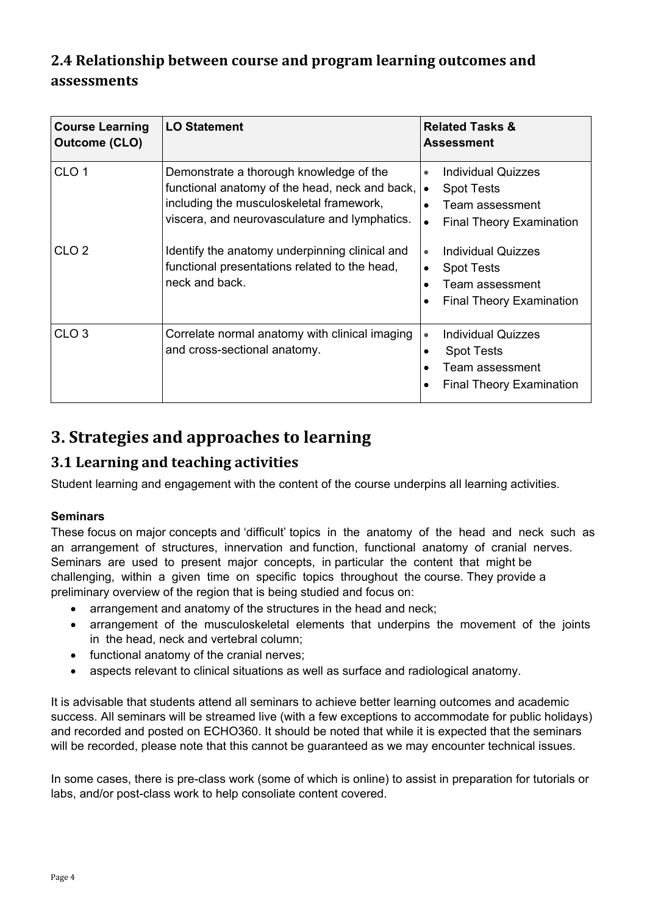## 2.4 Relationship between course and program learning outcomes and assessments

| Course Learning Outcome (CLO) | LO Statement | Related Tasks & Assessment |
| --- | --- | --- |
| CLO 1 | Demonstrate a thorough knowledge of the functional anatomy of the head, neck and back, including the musculoskeletal framework, viscera, and neurovasculature and lymphatics. | • Individual Quizzes<br>• Spot Tests<br>• Team assessment<br>• Final Theory Examination |
| CLO 2 | Identify the anatomy underpinning clinical and functional presentations related to the head, neck and back. | • Individual Quizzes<br>• Spot Tests<br>• Team assessment<br>• Final Theory Examination |
| CLO 3 | Correlate normal anatomy with clinical imaging and cross-sectional anatomy. | • Individual Quizzes<br>• Spot Tests<br>• Team assessment<br>• Final Theory Examination |

# 3. Strategies and approaches to learning

## 3.1 Learning and teaching activities

Student learning and engagement with the content of the course underpins all learning activities.

**Seminars**

These focus on major concepts and 'difficult' topics in the anatomy of the head and neck such as an arrangement of structures, innervation and function, functional anatomy of cranial nerves. Seminars are used to present major concepts, in particular the content that might be challenging, within a given time on specific topics throughout the course. They provide a preliminary overview of the region that is being studied and focus on:

- arrangement and anatomy of the structures in the head and neck;
- arrangement of the musculoskeletal elements that underpins the movement of the joints in the head, neck and vertebral column;
- functional anatomy of the cranial nerves;
- aspects relevant to clinical situations as well as surface and radiological anatomy.

It is advisable that students attend all seminars to achieve better learning outcomes and academic success. All seminars will be streamed live (with a few exceptions to accommodate for public holidays) and recorded and posted on ECHO360. It should be noted that while it is expected that the seminars will be recorded, please note that this cannot be guaranteed as we may encounter technical issues.

In some cases, there is pre-class work (some of which is online) to assist in preparation for tutorials or labs, and/or post-class work to help consoliate content covered.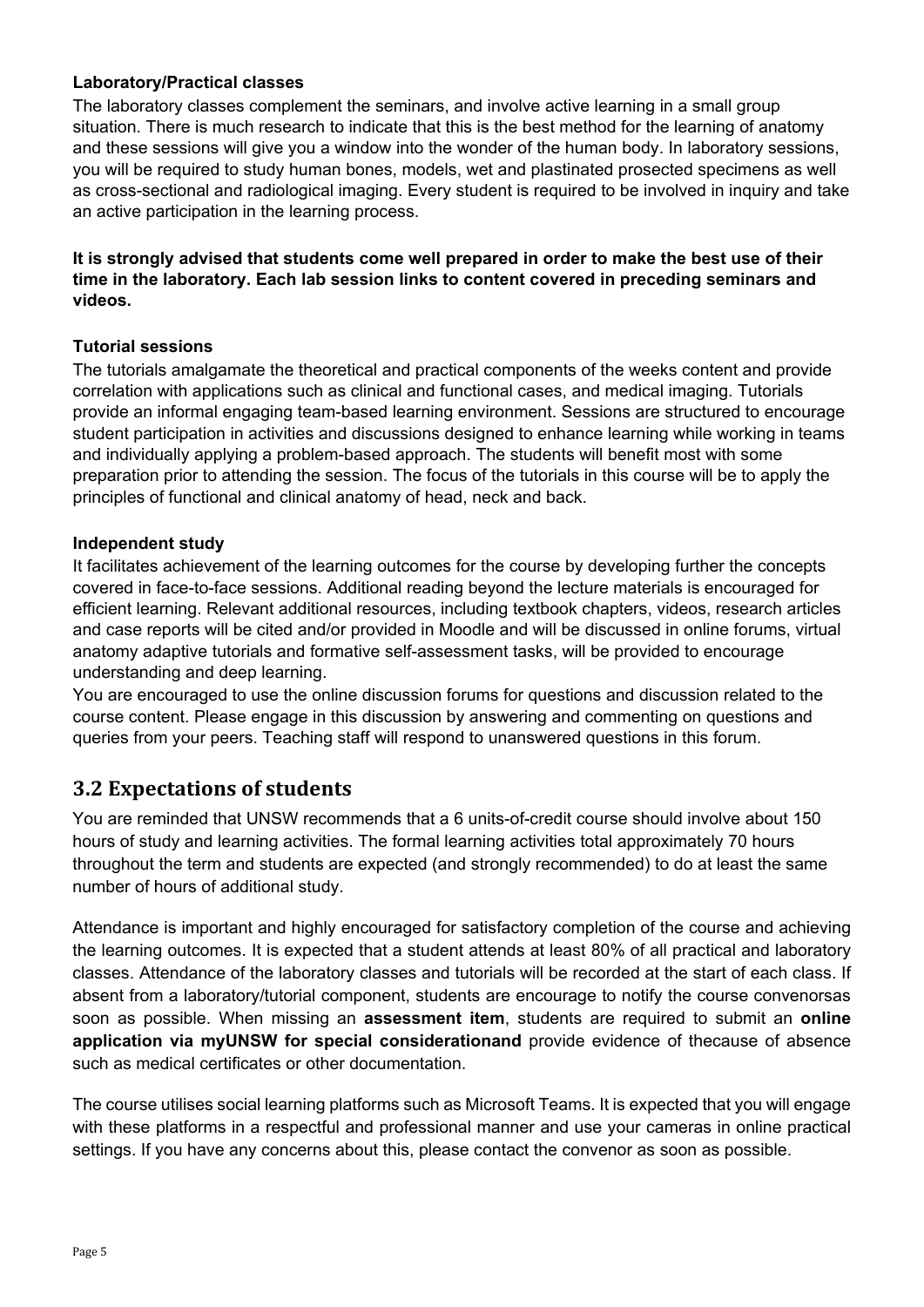**Laboratory/Practical classes**

The laboratory classes complement the seminars, and involve active learning in a small group situation. There is much research to indicate that this is the best method for the learning of anatomy and these sessions will give you a window into the wonder of the human body. In laboratory sessions, you will be required to study human bones, models, wet and plastinated prosected specimens as well as cross-sectional and radiological imaging. Every student is required to be involved in inquiry and take an active participation in the learning process.

**It is strongly advised that students come well prepared in order to make the best use of their time in the laboratory. Each lab session links to content covered in preceding seminars and videos.**

**Tutorial sessions**

The tutorials amalgamate the theoretical and practical components of the weeks content and provide correlation with applications such as clinical and functional cases, and medical imaging. Tutorials provide an informal engaging team-based learning environment. Sessions are structured to encourage student participation in activities and discussions designed to enhance learning while working in teams and individually applying a problem-based approach. The students will benefit most with some preparation prior to attending the session. The focus of the tutorials in this course will be to apply the principles of functional and clinical anatomy of head, neck and back.

**Independent study**

It facilitates achievement of the learning outcomes for the course by developing further the concepts covered in face-to-face sessions. Additional reading beyond the lecture materials is encouraged for efficient learning. Relevant additional resources, including textbook chapters, videos, research articles and case reports will be cited and/or provided in Moodle and will be discussed in online forums, virtual anatomy adaptive tutorials and formative self-assessment tasks, will be provided to encourage understanding and deep learning.

You are encouraged to use the online discussion forums for questions and discussion related to the course content. Please engage in this discussion by answering and commenting on questions and queries from your peers. Teaching staff will respond to unanswered questions in this forum.

## 3.2 Expectations of students

You are reminded that UNSW recommends that a 6 units-of-credit course should involve about 150 hours of study and learning activities. The formal learning activities total approximately 70 hours throughout the term and students are expected (and strongly recommended) to do at least the same number of hours of additional study.

Attendance is important and highly encouraged for satisfactory completion of the course and achieving the learning outcomes. It is expected that a student attends at least 80% of all practical and laboratory classes. Attendance of the laboratory classes and tutorials will be recorded at the start of each class. If absent from a laboratory/tutorial component, students are encourage to notify the course convenorsas soon as possible. When missing an **assessment item**, students are required to submit an **online application via myUNSW for special considerationand** provide evidence of thecause of absence such as medical certificates or other documentation.

The course utilises social learning platforms such as Microsoft Teams. It is expected that you will engage with these platforms in a respectful and professional manner and use your cameras in online practical settings. If you have any concerns about this, please contact the convenor as soon as possible.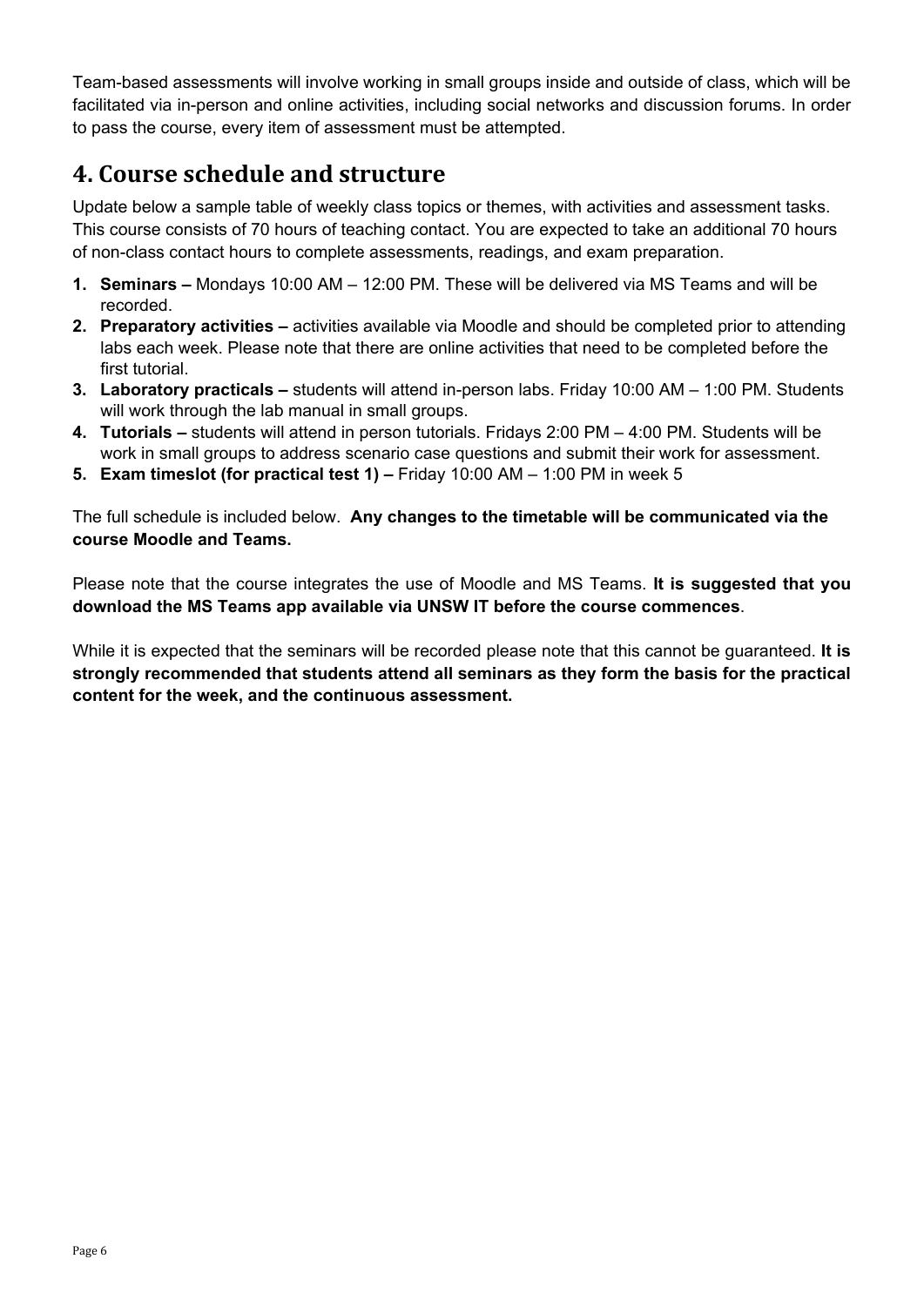Team-based assessments will involve working in small groups inside and outside of class, which will be facilitated via in-person and online activities, including social networks and discussion forums. In order to pass the course, every item of assessment must be attempted.

## 4. Course schedule and structure

Update below a sample table of weekly class topics or themes, with activities and assessment tasks. This course consists of 70 hours of teaching contact. You are expected to take an additional 70 hours of non-class contact hours to complete assessments, readings, and exam preparation.

1. **Seminars –** Mondays 10:00 AM – 12:00 PM. These will be delivered via MS Teams and will be recorded.
2. **Preparatory activities –** activities available via Moodle and should be completed prior to attending labs each week. Please note that there are online activities that need to be completed before the first tutorial.
3. **Laboratory practicals –** students will attend in-person labs. Friday 10:00 AM – 1:00 PM. Students will work through the lab manual in small groups.
4. **Tutorials –** students will attend in person tutorials. Fridays 2:00 PM – 4:00 PM. Students will be work in small groups to address scenario case questions and submit their work for assessment.
5. **Exam timeslot (for practical test 1) –** Friday 10:00 AM – 1:00 PM in week 5

The full schedule is included below. **Any changes to the timetable will be communicated via the course Moodle and Teams.**

Please note that the course integrates the use of Moodle and MS Teams. **It is suggested that you download the MS Teams app available via UNSW IT before the course commences**.

While it is expected that the seminars will be recorded please note that this cannot be guaranteed. **It is strongly recommended that students attend all seminars as they form the basis for the practical content for the week, and the continuous assessment.**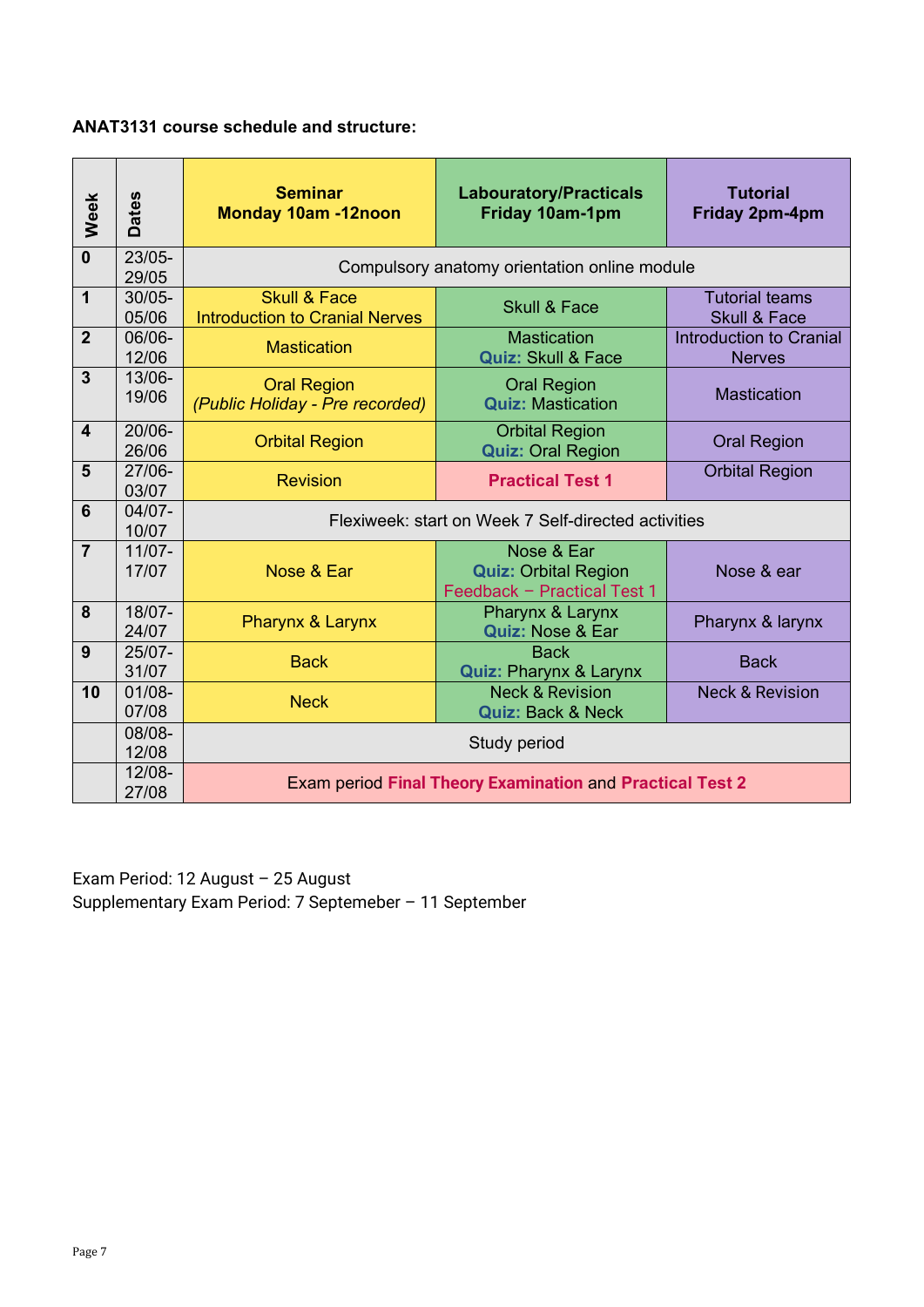**ANAT3131 course schedule and structure:**

| Week | Dates | Seminar Monday 10am -12noon | Labouratory/Practicals Friday 10am-1pm | Tutorial Friday 2pm-4pm |
|---|---|---|---|---|
| 0 | 23/05-29/05 | Compulsory anatomy orientation online module | | |
| 1 | 30/05-05/06 | Skull & Face Introduction to Cranial Nerves | Skull & Face | Tutorial teams Skull & Face |
| 2 | 06/06-12/06 | Mastication | Mastication **Quiz:** Skull & Face | Introduction to Cranial Nerves |
| 3 | 13/06-19/06 | Oral Region *(Public Holiday - Pre recorded)* | Oral Region **Quiz:** Mastication | Mastication |
| 4 | 20/06-26/06 | Orbital Region | Orbital Region **Quiz:** Oral Region | Oral Region |
| 5 | 27/06-03/07 | Revision | **Practical Test 1** | Orbital Region |
| 6 | 04/07-10/07 | Flexiweek: start on Week 7 Self-directed activities | | |
| 7 | 11/07-17/07 | Nose & Ear | Nose & Ear **Quiz:** Orbital Region Feedback – Practical Test 1 | Nose & ear |
| 8 | 18/07-24/07 | Pharynx & Larynx | Pharynx & Larynx **Quiz:** Nose & Ear | Pharynx & larynx |
| 9 | 25/07-31/07 | Back | Back **Quiz:** Pharynx & Larynx | Back |
| 10 | 01/08-07/08 | Neck | Neck & Revision **Quiz:** Back & Neck | Neck & Revision |
| | 08/08-12/08 | Study period | | |
| | 12/08-27/08 | Exam period **Final Theory Examination** and **Practical Test 2** | | |

Exam Period: 12 August – 25 August
Supplementary Exam Period: 7 Septemeber – 11 September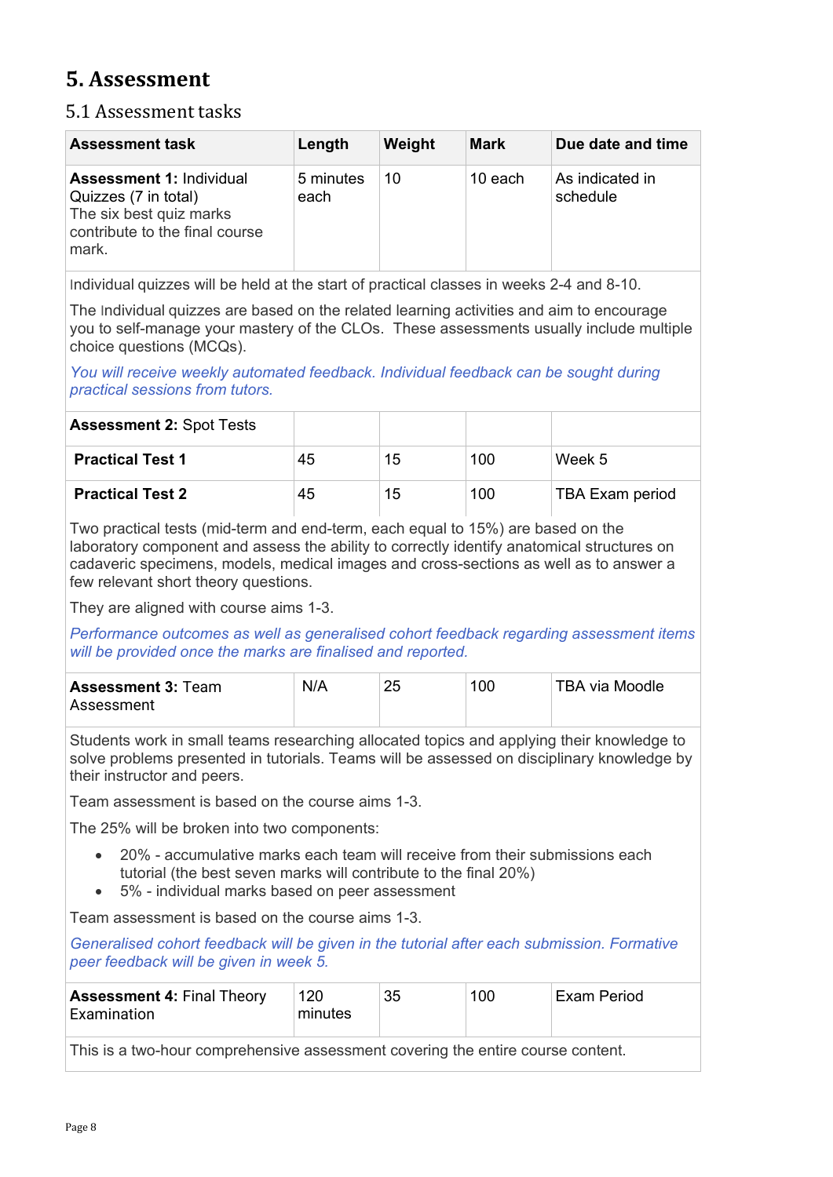# 5. Assessment

## 5.1 Assessment tasks

| Assessment task | Length | Weight | Mark | Due date and time |
|---|---|---|---|---|
| **Assessment 1:** Individual Quizzes (7 in total) The six best quiz marks contribute to the final course mark. | 5 minutes each | 10 | 10 each | As indicated in schedule |

Individual quizzes will be held at the start of practical classes in weeks 2-4 and 8-10.

The Individual quizzes are based on the related learning activities and aim to encourage you to self-manage your mastery of the CLOs. These assessments usually include multiple choice questions (MCQs).

*You will receive weekly automated feedback. Individual feedback can be sought during practical sessions from tutors.*

| Assessment task | Length | Weight | Mark | Due date and time |
|---|---|---|---|---|
| **Assessment 2:** Spot Tests | | | | |
| **Practical Test 1** | 45 | 15 | 100 | Week 5 |
| **Practical Test 2** | 45 | 15 | 100 | TBA Exam period |

Two practical tests (mid-term and end-term, each equal to 15%) are based on the laboratory component and assess the ability to correctly identify anatomical structures on cadaveric specimens, models, medical images and cross-sections as well as to answer a few relevant short theory questions.

They are aligned with course aims 1-3.

*Performance outcomes as well as generalised cohort feedback regarding assessment items will be provided once the marks are finalised and reported.*

| Assessment task | Length | Weight | Mark | Due date and time |
|---|---|---|---|---|
| **Assessment 3:** Team Assessment | N/A | 25 | 100 | TBA via Moodle |

Students work in small teams researching allocated topics and applying their knowledge to solve problems presented in tutorials. Teams will be assessed on disciplinary knowledge by their instructor and peers.

Team assessment is based on the course aims 1-3.

The 25% will be broken into two components:

- 20% - accumulative marks each team will receive from their submissions each tutorial (the best seven marks will contribute to the final 20%)
- 5% - individual marks based on peer assessment

Team assessment is based on the course aims 1-3.

*Generalised cohort feedback will be given in the tutorial after each submission. Formative peer feedback will be given in week 5.*

| Assessment task | Length | Weight | Mark | Due date and time |
|---|---|---|---|---|
| **Assessment 4:** Final Theory Examination | 120 minutes | 35 | 100 | Exam Period |

This is a two-hour comprehensive assessment covering the entire course content.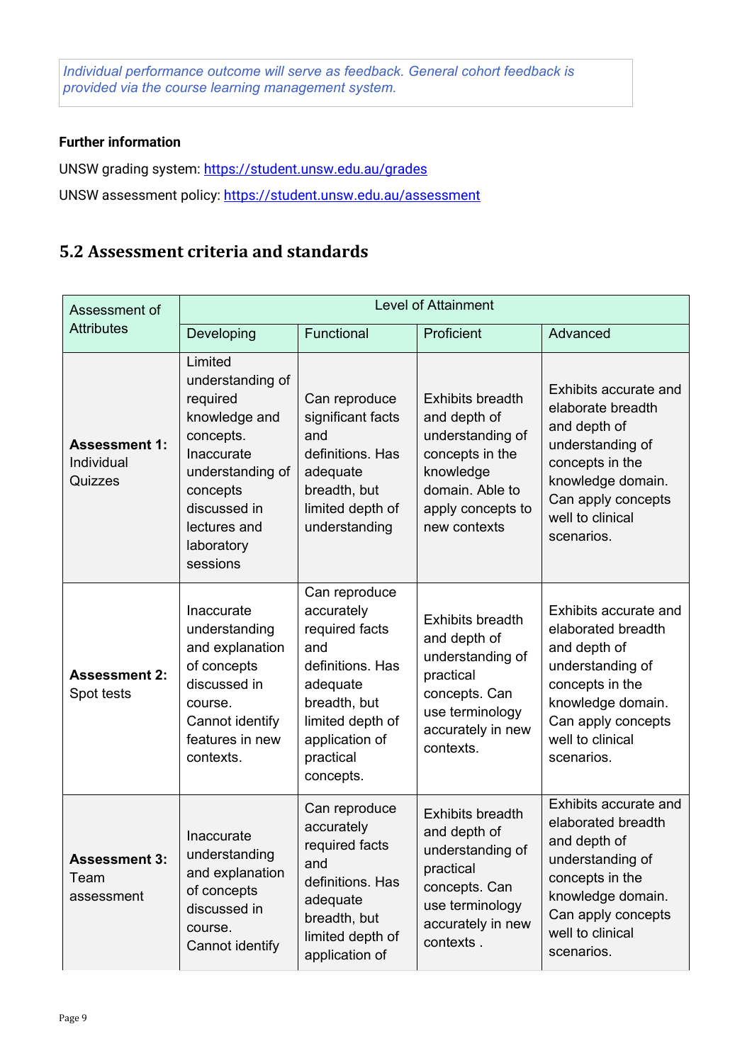*Individual performance outcome will serve as feedback. General cohort feedback is provided via the course learning management system.*

**Further information**

UNSW grading system: https://student.unsw.edu.au/grades

UNSW assessment policy: https://student.unsw.edu.au/assessment

## 5.2 Assessment criteria and standards

| Assessment of Attributes | Level of Attainment | | | |
|---|---|---|---|---|
| | Developing | Functional | Proficient | Advanced |
| **Assessment 1:** Individual Quizzes | Limited understanding of required knowledge and concepts. Inaccurate understanding of concepts discussed in lectures and laboratory sessions | Can reproduce significant facts and definitions. Has adequate breadth, but limited depth of understanding | Exhibits breadth and depth of understanding of concepts in the knowledge domain. Able to apply concepts to new contexts | Exhibits accurate and elaborate breadth and depth of understanding of concepts in the knowledge domain. Can apply concepts well to clinical scenarios. |
| **Assessment 2:** Spot tests | Inaccurate understanding and explanation of concepts discussed in course. Cannot identify features in new contexts. | Can reproduce accurately required facts and definitions. Has adequate breadth, but limited depth of application of practical concepts. | Exhibits breadth and depth of understanding of practical concepts. Can use terminology accurately in new contexts. | Exhibits accurate and elaborated breadth and depth of understanding of concepts in the knowledge domain. Can apply concepts well to clinical scenarios. |
| **Assessment 3:** Team assessment | Inaccurate understanding and explanation of concepts discussed in course. Cannot identify | Can reproduce accurately required facts and definitions. Has adequate breadth, but limited depth of application of | Exhibits breadth and depth of understanding of practical concepts. Can use terminology accurately in new contexts . | Exhibits accurate and elaborated breadth and depth of understanding of concepts in the knowledge domain. Can apply concepts well to clinical scenarios. |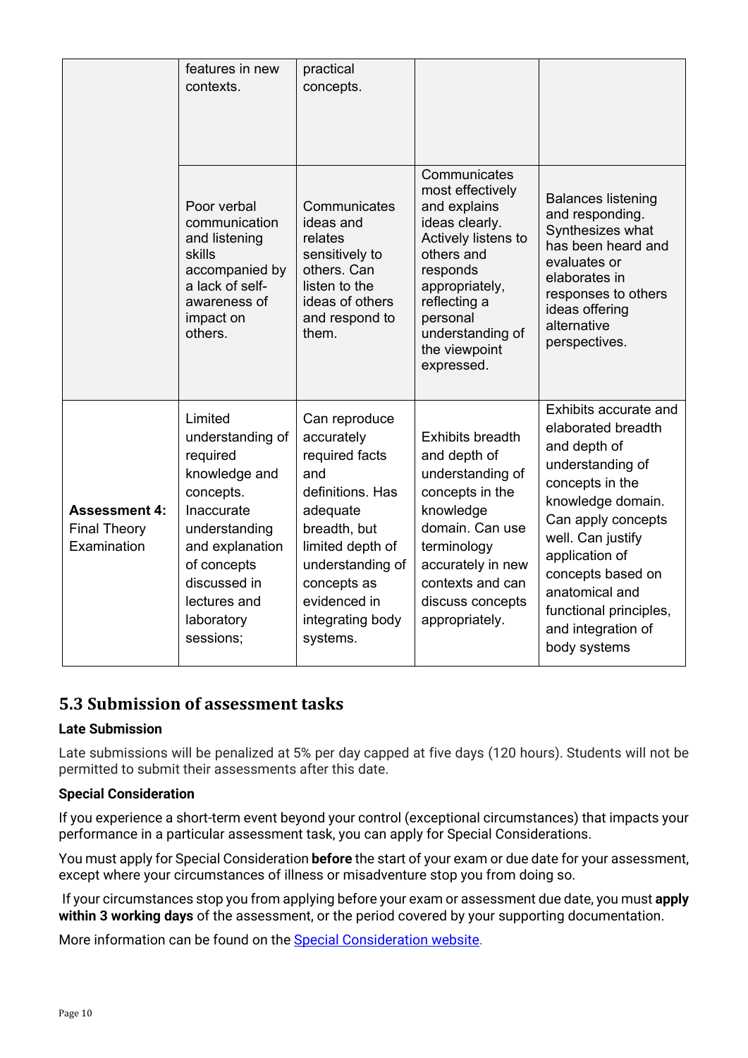| | | | | |
|---|---|---|---|---|
| | features in new contexts. | practical concepts. | | |
| | Poor verbal communication and listening skills accompanied by a lack of self-awareness of impact on others. | Communicates ideas and relates sensitively to others. Can listen to the ideas of others and respond to them. | Communicates most effectively and explains ideas clearly. Actively listens to others and responds appropriately, reflecting a personal understanding of the viewpoint expressed. | Balances listening and responding. Synthesizes what has been heard and evaluates or elaborates in responses to others ideas offering alternative perspectives. |
| **Assessment 4:** Final Theory Examination | Limited understanding of required knowledge and concepts. Inaccurate understanding and explanation of concepts discussed in lectures and laboratory sessions; | Can reproduce accurately required facts and definitions. Has adequate breadth, but limited depth of understanding of concepts as evidenced in integrating body systems. | Exhibits breadth and depth of understanding of concepts in the knowledge domain. Can use terminology accurately in new contexts and can discuss concepts appropriately. | Exhibits accurate and elaborated breadth and depth of understanding of concepts in the knowledge domain. Can apply concepts well. Can justify application of concepts based on anatomical and functional principles, and integration of body systems |

## 5.3 Submission of assessment tasks

**Late Submission**

Late submissions will be penalized at 5% per day capped at five days (120 hours). Students will not be permitted to submit their assessments after this date.

**Special Consideration**

If you experience a short-term event beyond your control (exceptional circumstances) that impacts your performance in a particular assessment task, you can apply for Special Considerations.

You must apply for Special Consideration **before** the start of your exam or due date for your assessment, except where your circumstances of illness or misadventure stop you from doing so.

If your circumstances stop you from applying before your exam or assessment due date, you must **apply within 3 working days** of the assessment, or the period covered by your supporting documentation.

More information can be found on the Special Consideration website.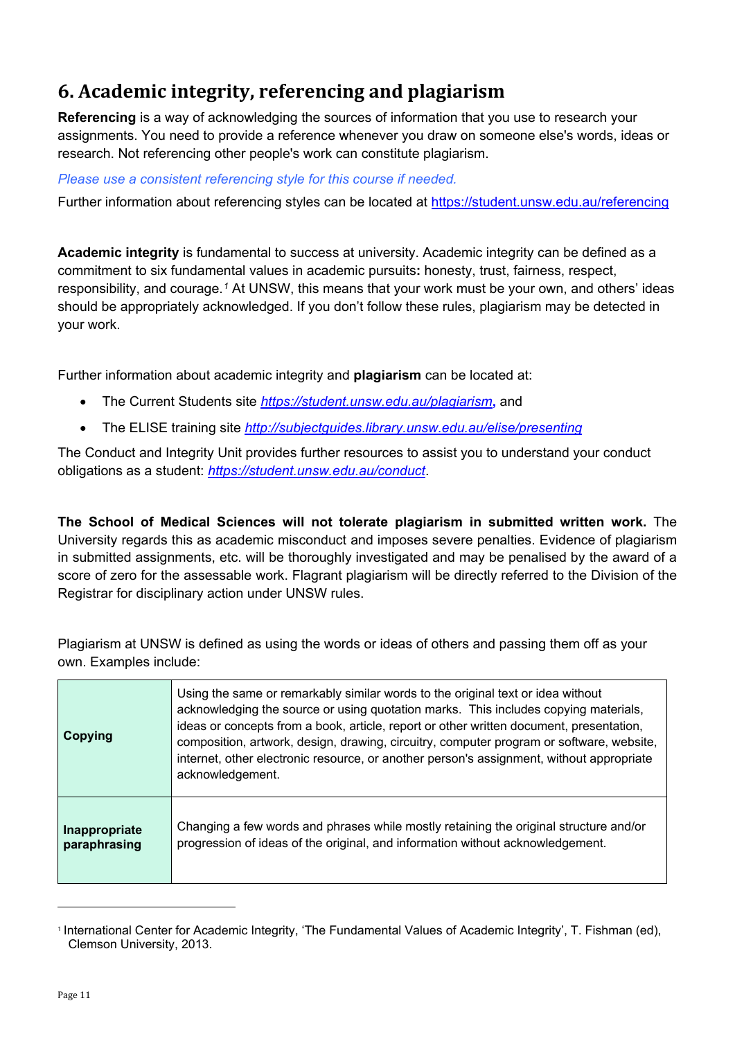# 6. Academic integrity, referencing and plagiarism

**Referencing** is a way of acknowledging the sources of information that you use to research your assignments. You need to provide a reference whenever you draw on someone else's words, ideas or research. Not referencing other people's work can constitute plagiarism.

*Please use a consistent referencing style for this course if needed.*

Further information about referencing styles can be located at https://student.unsw.edu.au/referencing

**Academic integrity** is fundamental to success at university. Academic integrity can be defined as a commitment to six fundamental values in academic pursuits**:** honesty, trust, fairness, respect, responsibility, and courage.[1] At UNSW, this means that your work must be your own, and others' ideas should be appropriately acknowledged. If you don't follow these rules, plagiarism may be detected in your work.

Further information about academic integrity and **plagiarism** can be located at:

- The Current Students site *https://student.unsw.edu.au/plagiarism*, and
- The ELISE training site *http://subjectguides.library.unsw.edu.au/elise/presenting*

The Conduct and Integrity Unit provides further resources to assist you to understand your conduct obligations as a student: *https://student.unsw.edu.au/conduct*.

**The School of Medical Sciences will not tolerate plagiarism in submitted written work.** The University regards this as academic misconduct and imposes severe penalties. Evidence of plagiarism in submitted assignments, etc. will be thoroughly investigated and may be penalised by the award of a score of zero for the assessable work. Flagrant plagiarism will be directly referred to the Division of the Registrar for disciplinary action under UNSW rules.

Plagiarism at UNSW is defined as using the words or ideas of others and passing them off as your own. Examples include:

| | |
|---|---|
| **Copying** | Using the same or remarkably similar words to the original text or idea without acknowledging the source or using quotation marks. This includes copying materials, ideas or concepts from a book, article, report or other written document, presentation, composition, artwork, design, drawing, circuitry, computer program or software, website, internet, other electronic resource, or another person's assignment, without appropriate acknowledgement. |
| **Inappropriate paraphrasing** | Changing a few words and phrases while mostly retaining the original structure and/or progression of ideas of the original, and information without acknowledgement. |

[1] International Center for Academic Integrity, 'The Fundamental Values of Academic Integrity', T. Fishman (ed), Clemson University, 2013.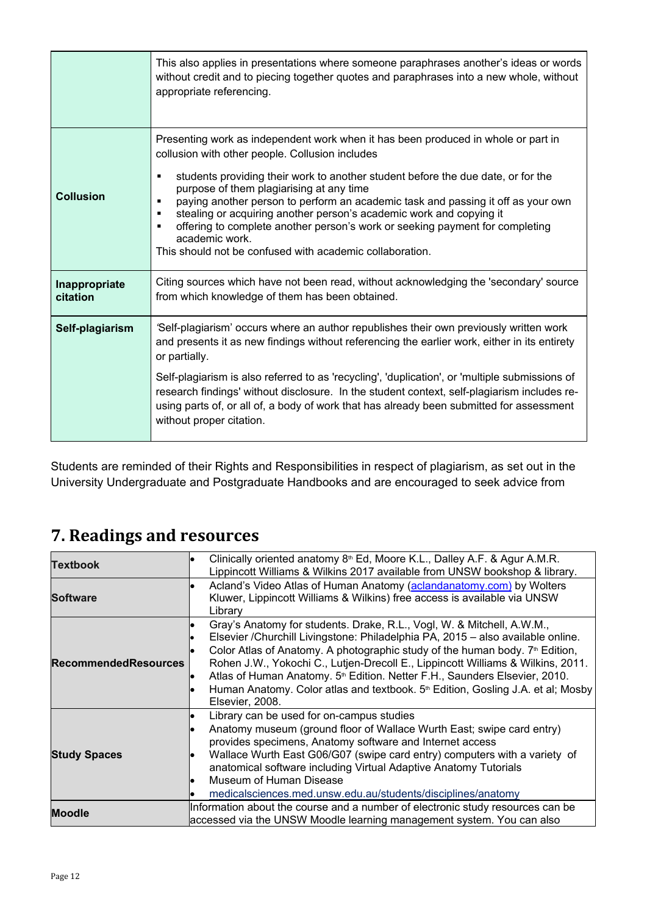| | |
|---|---|
| | This also applies in presentations where someone paraphrases another's ideas or words without credit and to piecing together quotes and paraphrases into a new whole, without appropriate referencing. |
| **Collusion** | Presenting work as independent work when it has been produced in whole or part in collusion with other people. Collusion includes<br>▪ students providing their work to another student before the due date, or for the purpose of them plagiarising at any time<br>▪ paying another person to perform an academic task and passing it off as your own<br>▪ stealing or acquiring another person's academic work and copying it<br>▪ offering to complete another person's work or seeking payment for completing academic work.<br>This should not be confused with academic collaboration. |
| **Inappropriate citation** | Citing sources which have not been read, without acknowledging the 'secondary' source from which knowledge of them has been obtained. |
| **Self-plagiarism** | 'Self-plagiarism' occurs where an author republishes their own previously written work and presents it as new findings without referencing the earlier work, either in its entirety or partially.<br><br>Self-plagiarism is also referred to as 'recycling', 'duplication', or 'multiple submissions of research findings' without disclosure. In the student context, self-plagiarism includes re-using parts of, or all of, a body of work that has already been submitted for assessment without proper citation. |

Students are reminded of their Rights and Responsibilities in respect of plagiarism, as set out in the University Undergraduate and Postgraduate Handbooks and are encouraged to seek advice from

# 7. Readings and resources

| | |
|---|---|
| **Textbook** | • Clinically oriented anatomy 8th Ed, Moore K.L., Dalley A.F. & Agur A.M.R. Lippincott Williams & Wilkins 2017 available from UNSW bookshop & library. |
| **Software** | • Acland's Video Atlas of Human Anatomy (aclandanatomy.com) by Wolters Kluwer, Lippincott Williams & Wilkins) free access is available via UNSW Library |
| **RecommendedResources** | • Gray's Anatomy for students. Drake, R.L., Vogl, W. & Mitchell, A.W.M., • Elsevier /Churchill Livingstone: Philadelphia PA, 2015 – also available online.<br>• Color Atlas of Anatomy. A photographic study of the human body. 7th Edition, Rohen J.W., Yokochi C., Lutjen-Drecoll E., Lippincott Williams & Wilkins, 2011.<br>• Atlas of Human Anatomy. 5th Edition. Netter F.H., Saunders Elsevier, 2010.<br>• Human Anatomy. Color atlas and textbook. 5th Edition, Gosling J.A. et al; Mosby Elsevier, 2008. |
| **Study Spaces** | • Library can be used for on-campus studies<br>• Anatomy museum (ground floor of Wallace Wurth East; swipe card entry) provides specimens, Anatomy software and Internet access<br>• Wallace Wurth East G06/G07 (swipe card entry) computers with a variety of anatomical software including Virtual Adaptive Anatomy Tutorials<br>• Museum of Human Disease<br>• medicalsciences.med.unsw.edu.au/students/disciplines/anatomy |
| **Moodle** | Information about the course and a number of electronic study resources can be accessed via the UNSW Moodle learning management system. You can also |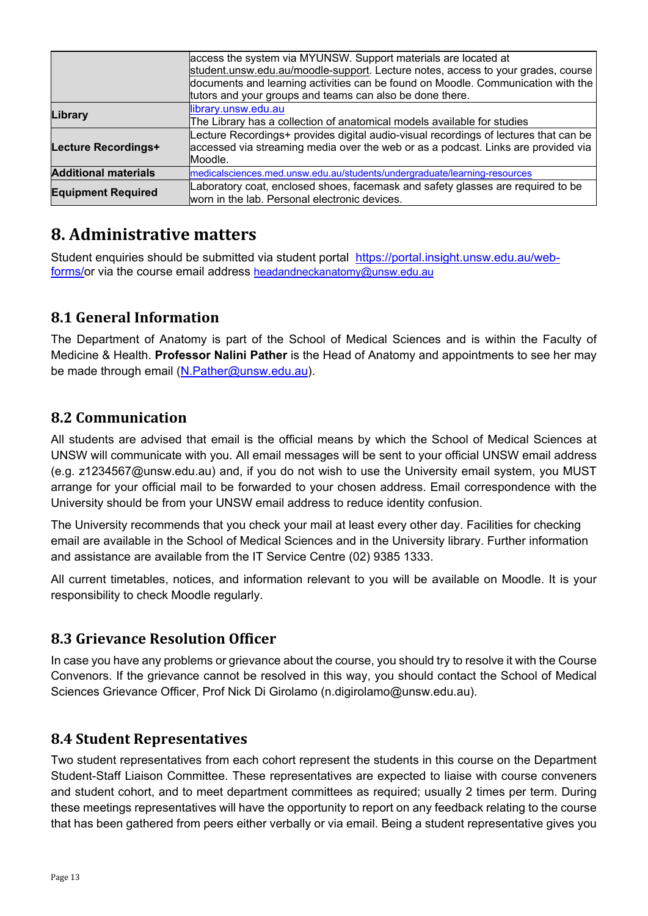| | |
|---|---|
| | access the system via MYUNSW. Support materials are located at student.unsw.edu.au/moodle-support. Lecture notes, access to your grades, course documents and learning activities can be found on Moodle. Communication with the tutors and your groups and teams can also be done there. |
| **Library** | library.unsw.edu.au<br>The Library has a collection of anatomical models available for studies |
| **Lecture Recordings+** | Lecture Recordings+ provides digital audio-visual recordings of lectures that can be accessed via streaming media over the web or as a podcast. Links are provided via Moodle. |
| **Additional materials** | medicalsciences.med.unsw.edu.au/students/undergraduate/learning-resources |
| **Equipment Required** | Laboratory coat, enclosed shoes, facemask and safety glasses are required to be worn in the lab. Personal electronic devices. |

# 8. Administrative matters

Student enquiries should be submitted via student portal https://portal.insight.unsw.edu.au/web-forms/or via the course email address headandneckanatomy@unsw.edu.au

## 8.1 General Information

The Department of Anatomy is part of the School of Medical Sciences and is within the Faculty of Medicine & Health. **Professor Nalini Pather** is the Head of Anatomy and appointments to see her may be made through email (N.Pather@unsw.edu.au).

## 8.2 Communication

All students are advised that email is the official means by which the School of Medical Sciences at UNSW will communicate with you. All email messages will be sent to your official UNSW email address (e.g. z1234567@unsw.edu.au) and, if you do not wish to use the University email system, you MUST arrange for your official mail to be forwarded to your chosen address. Email correspondence with the University should be from your UNSW email address to reduce identity confusion.

The University recommends that you check your mail at least every other day. Facilities for checking email are available in the School of Medical Sciences and in the University library. Further information and assistance are available from the IT Service Centre (02) 9385 1333.

All current timetables, notices, and information relevant to you will be available on Moodle. It is your responsibility to check Moodle regularly.

## 8.3 Grievance Resolution Officer

In case you have any problems or grievance about the course, you should try to resolve it with the Course Convenors. If the grievance cannot be resolved in this way, you should contact the School of Medical Sciences Grievance Officer, Prof Nick Di Girolamo (n.digirolamo@unsw.edu.au).

## 8.4 Student Representatives

Two student representatives from each cohort represent the students in this course on the Department Student-Staff Liaison Committee. These representatives are expected to liaise with course conveners and student cohort, and to meet department committees as required; usually 2 times per term. During these meetings representatives will have the opportunity to report on any feedback relating to the course that has been gathered from peers either verbally or via email. Being a student representative gives you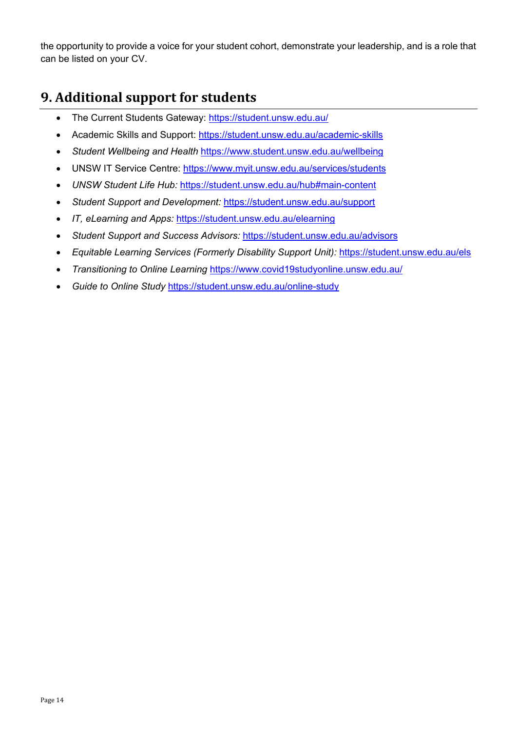the opportunity to provide a voice for your student cohort, demonstrate your leadership, and is a role that can be listed on your CV.

## 9. Additional support for students

- The Current Students Gateway: https://student.unsw.edu.au/
- Academic Skills and Support: https://student.unsw.edu.au/academic-skills
- *Student Wellbeing and Health* https://www.student.unsw.edu.au/wellbeing
- UNSW IT Service Centre: https://www.myit.unsw.edu.au/services/students
- *UNSW Student Life Hub:* https://student.unsw.edu.au/hub#main-content
- *Student Support and Development:* https://student.unsw.edu.au/support
- *IT, eLearning and Apps:* https://student.unsw.edu.au/elearning
- *Student Support and Success Advisors:* https://student.unsw.edu.au/advisors
- *Equitable Learning Services (Formerly Disability Support Unit):* https://student.unsw.edu.au/els
- *Transitioning to Online Learning* https://www.covid19studyonline.unsw.edu.au/
- *Guide to Online Study* https://student.unsw.edu.au/online-study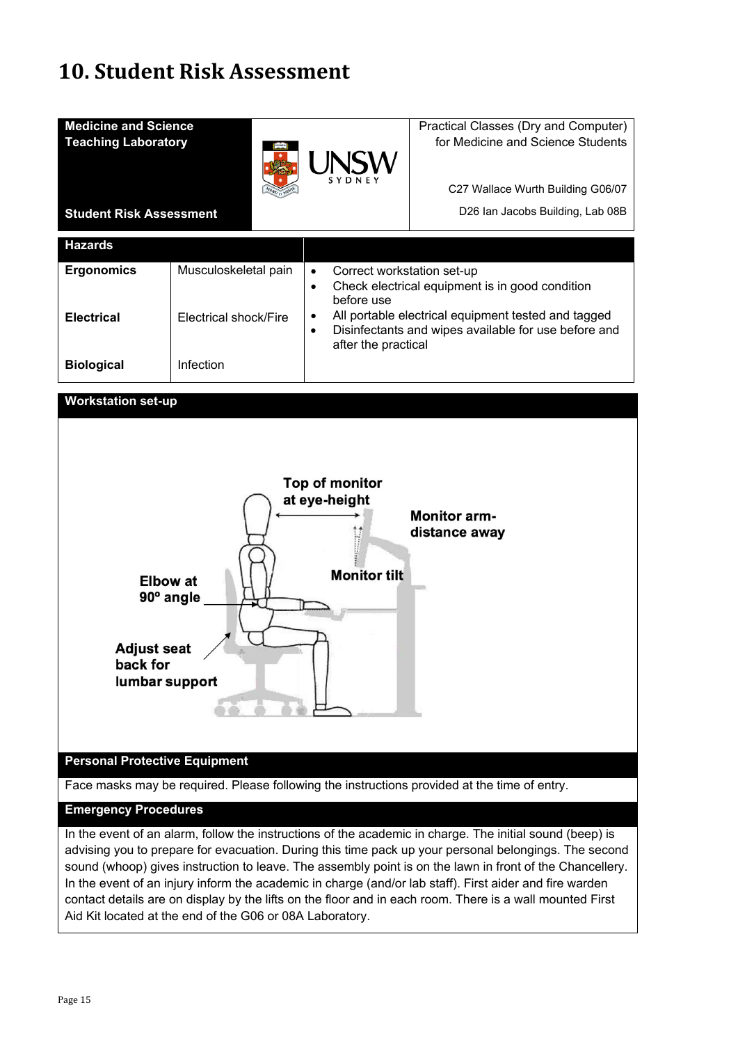# 10. Student Risk Assessment

| **Medicine and Science Teaching Laboratory** **Student Risk Assessment** | UNSW SYDNEY | Practical Classes (Dry and Computer) for Medicine and Science Students C27 Wallace Wurth Building G06/07 D26 Ian Jacobs Building, Lab 08B |
|---|---|---|

| **Hazards** | | |
|---|---|---|
| **Ergonomics** | Musculoskeletal pain | • Correct workstation set-up<br>• Check electrical equipment is in good condition before use<br>• All portable electrical equipment tested and tagged<br>• Disinfectants and wipes available for use before and after the practical |
| **Electrical** | Electrical shock/Fire | |
| **Biological** | Infection | |

**Workstation set-up**

Top of monitor at eye-height

Monitor arm-distance away

Monitor tilt

Elbow at 90º angle

Adjust seat back for lumbar support

**Personal Protective Equipment**

Face masks may be required. Please following the instructions provided at the time of entry.

**Emergency Procedures**

In the event of an alarm, follow the instructions of the academic in charge. The initial sound (beep) is advising you to prepare for evacuation. During this time pack up your personal belongings. The second sound (whoop) gives instruction to leave. The assembly point is on the lawn in front of the Chancellery. In the event of an injury inform the academic in charge (and/or lab staff). First aider and fire warden contact details are on display by the lifts on the floor and in each room. There is a wall mounted First Aid Kit located at the end of the G06 or 08A Laboratory.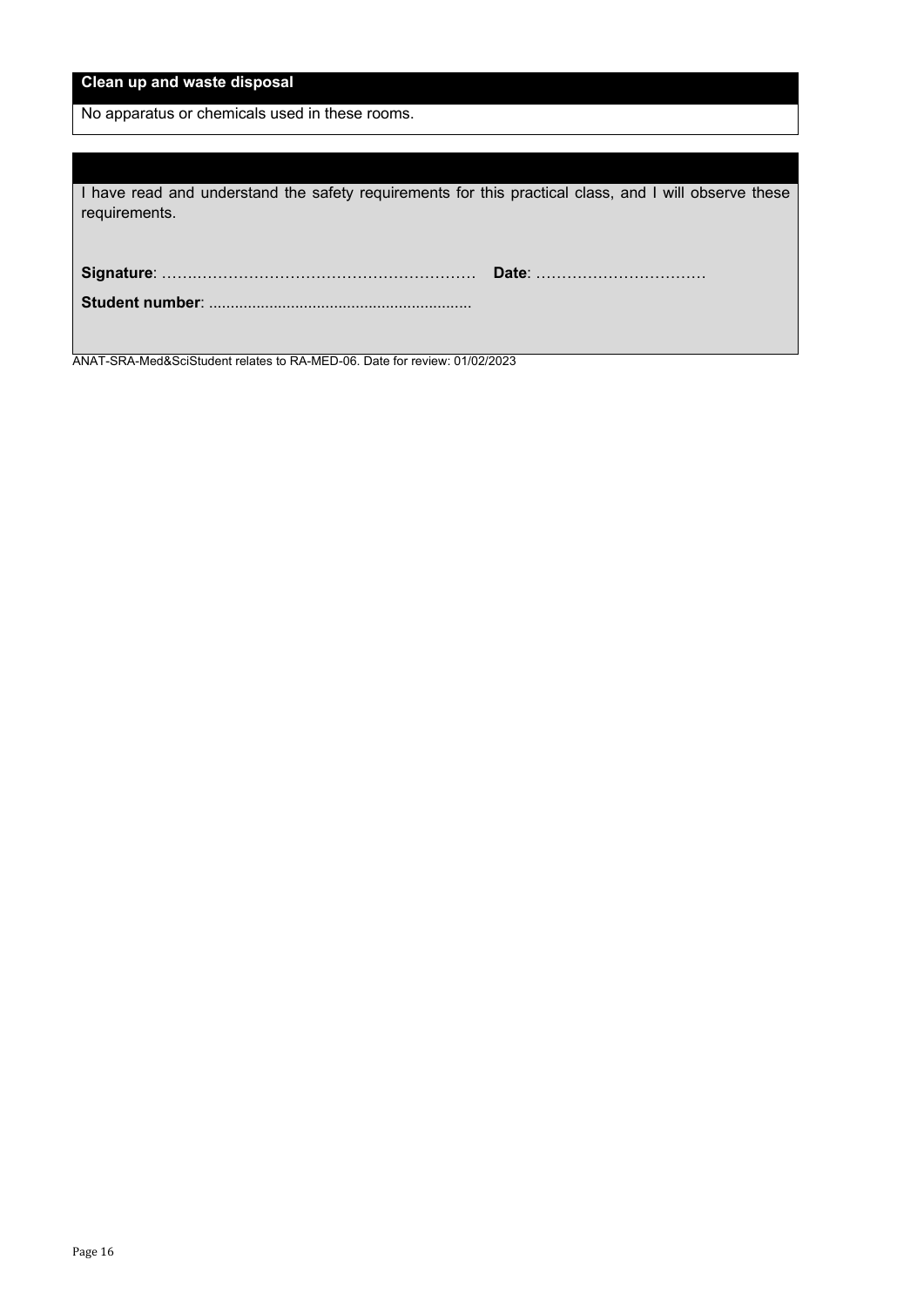### Clean up and waste disposal

No apparatus or chemicals used in these rooms.

I have read and understand the safety requirements for this practical class, and I will observe these requirements.

**Signature**: ………………………………………………… **Date**: ……………………………

**Student number**: ............................................................

ANAT-SRA-Med&SciStudent relates to RA-MED-06. Date for review: 01/02/2023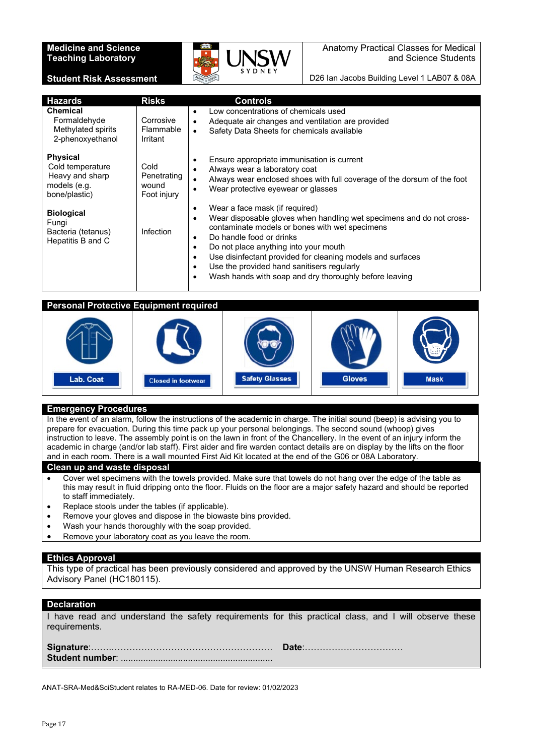**Medicine and Science Teaching Laboratory**

**Student Risk Assessment**

UNSW SYDNEY

Anatomy Practical Classes for Medical and Science Students

D26 Ian Jacobs Building Level 1 LAB07 & 08A

| Hazards | Risks | Controls |
|---|---|---|
| **Chemical**<br>Formaldehyde<br>Methylated spirits<br>2-phenoxyethanol | Corrosive<br>Flammable<br>Irritant | • Low concentrations of chemicals used<br>• Adequate air changes and ventilation are provided<br>• Safety Data Sheets for chemicals available |
| **Physical**<br>Cold temperature<br>Heavy and sharp models (e.g. bone/plastic) | Cold<br>Penetrating wound<br>Foot injury | • Ensure appropriate immunisation is current<br>• Always wear a laboratory coat<br>• Always wear enclosed shoes with full coverage of the dorsum of the foot<br>• Wear protective eyewear or glasses |
| **Biological**<br>Fungi<br>Bacteria (tetanus)<br>Hepatitis B and C | Infection | • Wear a face mask (if required)<br>• Wear disposable gloves when handling wet specimens and do not cross-contaminate models or bones with wet specimens<br>• Do handle food or drinks<br>• Do not place anything into your mouth<br>• Use disinfectant provided for cleaning models and surfaces<br>• Use the provided hand sanitisers regularly<br>• Wash hands with soap and dry thoroughly before leaving |

## Personal Protective Equipment required

Lab. Coat | Closed in footwear | Safety Glasses | Gloves | Mask

## Emergency Procedures

In the event of an alarm, follow the instructions of the academic in charge. The initial sound (beep) is advising you to prepare for evacuation. During this time pack up your personal belongings. The second sound (whoop) gives instruction to leave. The assembly point is on the lawn in front of the Chancellery. In the event of an injury inform the academic in charge (and/or lab staff). First aider and fire warden contact details are on display by the lifts on the floor and in each room. There is a wall mounted First Aid Kit located at the end of the G06 or 08A Laboratory.

## Clean up and waste disposal

- Cover wet specimens with the towels provided. Make sure that towels do not hang over the edge of the table as this may result in fluid dripping onto the floor. Fluids on the floor are a major safety hazard and should be reported to staff immediately.
- Replace stools under the tables (if applicable).
- Remove your gloves and dispose in the biowaste bins provided.
- Wash your hands thoroughly with the soap provided.
- Remove your laboratory coat as you leave the room.

## Ethics Approval

This type of practical has been previously considered and approved by the UNSW Human Research Ethics Advisory Panel (HC180115).

## Declaration

I have read and understand the safety requirements for this practical class, and I will observe these requirements.

**Signature**:………………………………………………… **Date**:……………………………
**Student number**: ............................................................

ANAT-SRA-Med&SciStudent relates to RA-MED-06. Date for review: 01/02/2023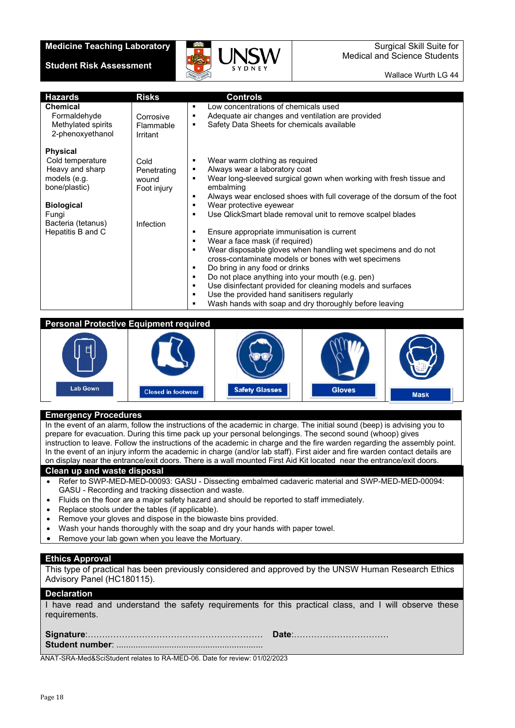**Medicine Teaching Laboratory**

**Student Risk Assessment**

Surgical Skill Suite for Medical and Science Students

Wallace Wurth LG 44

| Hazards | Risks | Controls |
|---|---|---|
| **Chemical**<br>Formaldehyde<br>Methylated spirits<br>2-phenoxyethanol | Corrosive<br>Flammable<br>Irritant | ▪ Low concentrations of chemicals used<br>▪ Adequate air changes and ventilation are provided<br>▪ Safety Data Sheets for chemicals available |
| **Physical**<br>Cold temperature<br>Heavy and sharp models (e.g. bone/plastic) | Cold<br>Penetrating wound<br>Foot injury | ▪ Wear warm clothing as required<br>▪ Always wear a laboratory coat<br>▪ Wear long-sleeved surgical gown when working with fresh tissue and embalming<br>▪ Always wear enclosed shoes with full coverage of the dorsum of the foot<br>▪ Wear protective eyewear<br>▪ Use QlickSmart blade removal unit to remove scalpel blades |
| **Biological**<br>Fungi<br>Bacteria (tetanus)<br>Hepatitis B and C | Infection | ▪ Ensure appropriate immunisation is current<br>▪ Wear a face mask (if required)<br>▪ Wear disposable gloves when handling wet specimens and do not cross-contaminate models or bones with wet specimens<br>▪ Do bring in any food or drinks<br>▪ Do not place anything into your mouth (e.g. pen)<br>▪ Use disinfectant provided for cleaning models and surfaces<br>▪ Use the provided hand sanitisers regularly<br>▪ Wash hands with soap and dry thoroughly before leaving |

## Personal Protective Equipment required

Lab Gown | Closed in footwear | Safety Glasses | Gloves | Mask

## Emergency Procedures

In the event of an alarm, follow the instructions of the academic in charge. The initial sound (beep) is advising you to prepare for evacuation. During this time pack up your personal belongings. The second sound (whoop) gives instruction to leave. Follow the instructions of the academic in charge and the fire warden regarding the assembly point. In the event of an injury inform the academic in charge (and/or lab staff). First aider and fire warden contact details are on display near the entrance/exit doors. There is a wall mounted First Aid Kit located near the entrance/exit doors.

## Clean up and waste disposal

- Refer to SWP-MED-MED-00093: GASU - Dissecting embalmed cadaveric material and SWP-MED-MED-00094: GASU - Recording and tracking dissection and waste.
- Fluids on the floor are a major safety hazard and should be reported to staff immediately.
- Replace stools under the tables (if applicable).
- Remove your gloves and dispose in the biowaste bins provided.
- Wash your hands thoroughly with the soap and dry your hands with paper towel.
- Remove your lab gown when you leave the Mortuary.

## Ethics Approval

This type of practical has been previously considered and approved by the UNSW Human Research Ethics Advisory Panel (HC180115).

## Declaration

I have read and understand the safety requirements for this practical class, and I will observe these requirements.

**Signature**:………………………………………………………… **Date**:……………………………

**Student number**: ............................................................

ANAT-SRA-Med&SciStudent relates to RA-MED-06. Date for review: 01/02/2023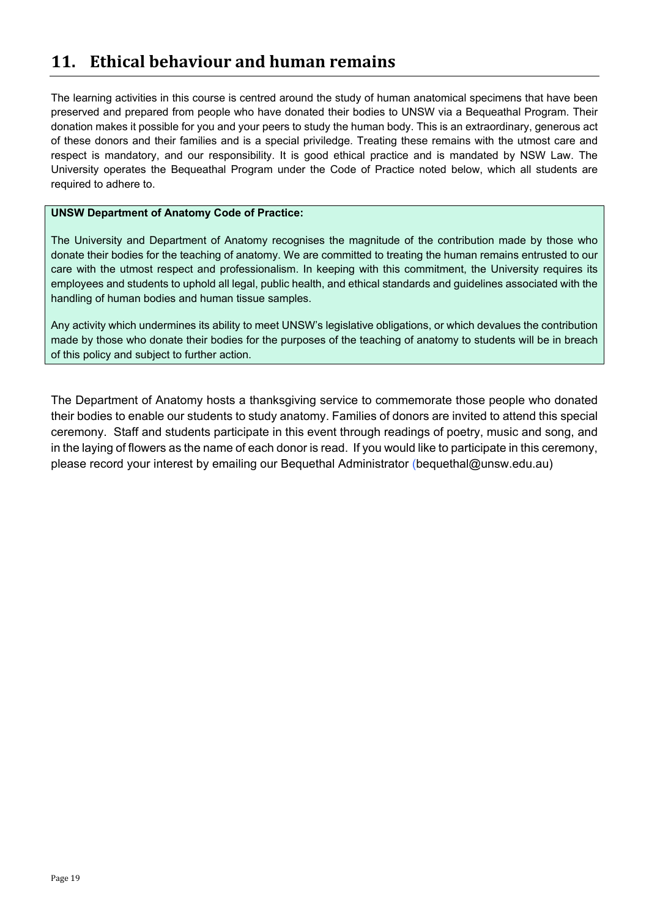## 11. Ethical behaviour and human remains

The learning activities in this course is centred around the study of human anatomical specimens that have been preserved and prepared from people who have donated their bodies to UNSW via a Bequeathal Program. Their donation makes it possible for you and your peers to study the human body. This is an extraordinary, generous act of these donors and their families and is a special priviledge. Treating these remains with the utmost care and respect is mandatory, and our responsibility. It is good ethical practice and is mandated by NSW Law. The University operates the Bequeathal Program under the Code of Practice noted below, which all students are required to adhere to.

**UNSW Department of Anatomy Code of Practice:**

The University and Department of Anatomy recognises the magnitude of the contribution made by those who donate their bodies for the teaching of anatomy. We are committed to treating the human remains entrusted to our care with the utmost respect and professionalism. In keeping with this commitment, the University requires its employees and students to uphold all legal, public health, and ethical standards and guidelines associated with the handling of human bodies and human tissue samples.

Any activity which undermines its ability to meet UNSW's legislative obligations, or which devalues the contribution made by those who donate their bodies for the purposes of the teaching of anatomy to students will be in breach of this policy and subject to further action.

The Department of Anatomy hosts a thanksgiving service to commemorate those people who donated their bodies to enable our students to study anatomy. Families of donors are invited to attend this special ceremony. Staff and students participate in this event through readings of poetry, music and song, and in the laying of flowers as the name of each donor is read. If you would like to participate in this ceremony, please record your interest by emailing our Bequethal Administrator (bequethal@unsw.edu.au)